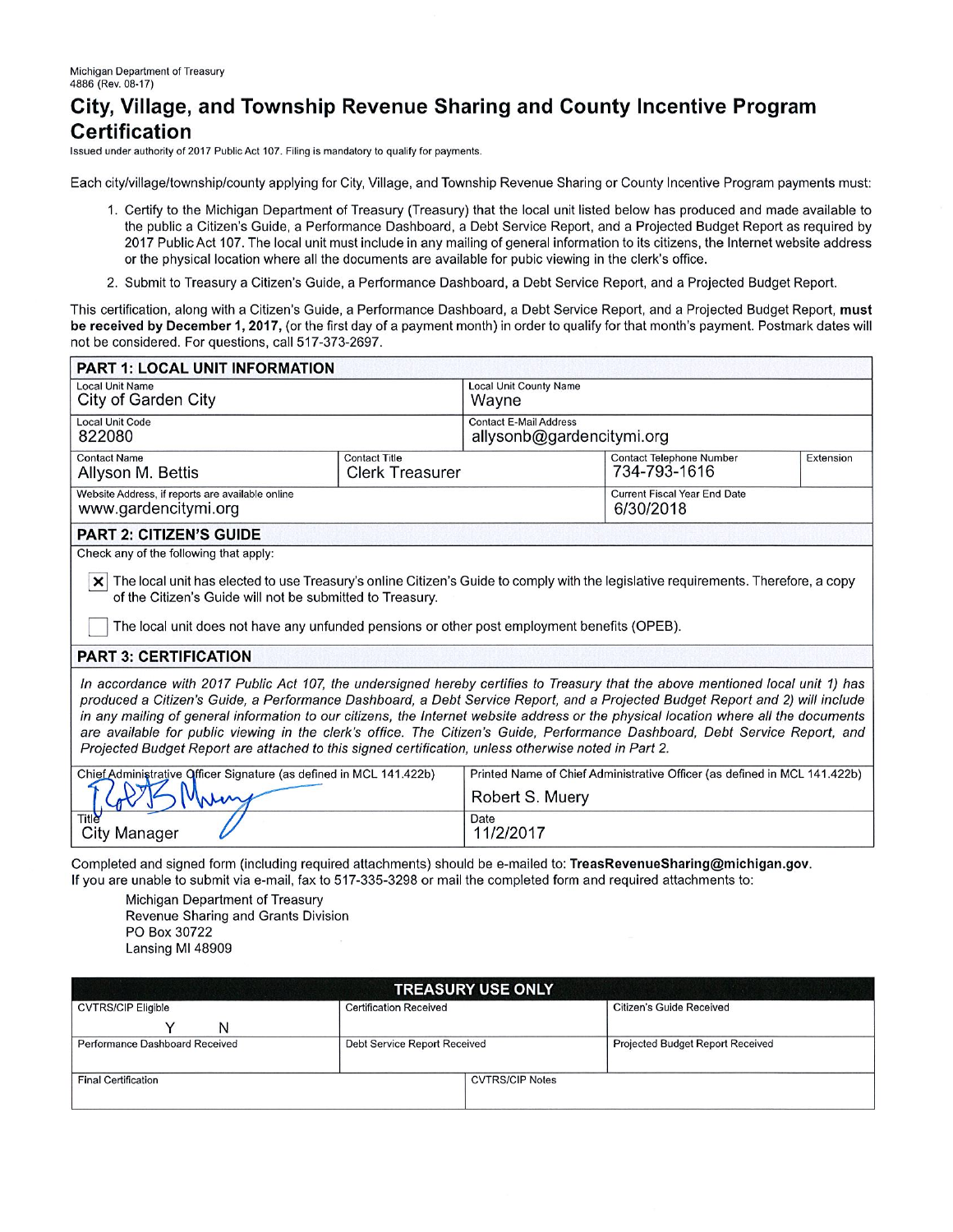Michigan Department of Treasury
4886 (Rev. 08-17)

# City, Village, and Township Revenue Sharing and County Incentive Program Certification

Issued under authority of 2017 Public Act 107. Filing is mandatory to qualify for payments.

Each city/village/township/county applying for City, Village, and Township Revenue Sharing or County Incentive Program payments must:

1. Certify to the Michigan Department of Treasury (Treasury) that the local unit listed below has produced and made available to the public a Citizen's Guide, a Performance Dashboard, a Debt Service Report, and a Projected Budget Report as required by 2017 Public Act 107. The local unit must include in any mailing of general information to its citizens, the Internet website address or the physical location where all the documents are available for pubic viewing in the clerk's office.
2. Submit to Treasury a Citizen's Guide, a Performance Dashboard, a Debt Service Report, and a Projected Budget Report.

This certification, along with a Citizen's Guide, a Performance Dashboard, a Debt Service Report, and a Projected Budget Report, **must be received by December 1, 2017,** (or the first day of a payment month) in order to qualify for that month's payment. Postmark dates will not be considered. For questions, call 517-373-2697.

## PART 1: LOCAL UNIT INFORMATION

| Field | Value |
|---|---|
| Local Unit Name | City of Garden City |
| Local Unit County Name | Wayne |
| Local Unit Code | 822080 |
| Local Contact E-Mail Address | allysonb@gardencitymi.org |
| Contact Name | Allyson M. Bettis |
| Contact Title | Clerk Treasurer |
| Contact Telephone Number | 734-793-1616 |
| Extension | |
| Website Address, if reports are available online | www.gardencitymi.org |
| Current Fiscal Year End Date | 6/30/2018 |

## PART 2: CITIZEN'S GUIDE

Check any of the following that apply:

- [x] The local unit has elected to use Treasury's online Citizen's Guide to comply with the legislative requirements. Therefore, a copy of the Citizen's Guide will not be submitted to Treasury.
- [ ] The local unit does not have any unfunded pensions or other post employment benefits (OPEB).

## PART 3: CERTIFICATION

*In accordance with 2017 Public Act 107, the undersigned hereby certifies to Treasury that the above mentioned local unit 1) has produced a Citizen's Guide, a Performance Dashboard, a Debt Service Report, and a Projected Budget Report and 2) will include in any mailing of general information to our citizens, the Internet website address or the physical location where all the documents are available for public viewing in the clerk's office. The Citizen's Guide, Performance Dashboard, Debt Service Report, and Projected Budget Report are attached to this signed certification, unless otherwise noted in Part 2.*

| Chief Administrative Officer Signature (as defined in MCL 141.422b) | Printed Name of Chief Administrative Officer (as defined in MCL 141.422b) |
|---|---|
| [signature] | Robert S. Muery |
| **Title** | **Date** |
| City Manager | 11/2/2017 |

Completed and signed form (including required attachments) should be e-mailed to: **TreasRevenueSharing@michigan.gov**.
If you are unable to submit via e-mail, fax to 517-335-3298 or mail the completed form and required attachments to:

Michigan Department of Treasury
Revenue Sharing and Grants Division
PO Box 30722
Lansing MI 48909

| TREASURY USE ONLY | | |
|---|---|---|
| CVTRS/CIP Eligible Y N | Certification Received | Citizen's Guide Received |
| Performance Dashboard Received | Debt Service Report Received | Projected Budget Report Received |
| Final Certification | CVTRS/CIP Notes | |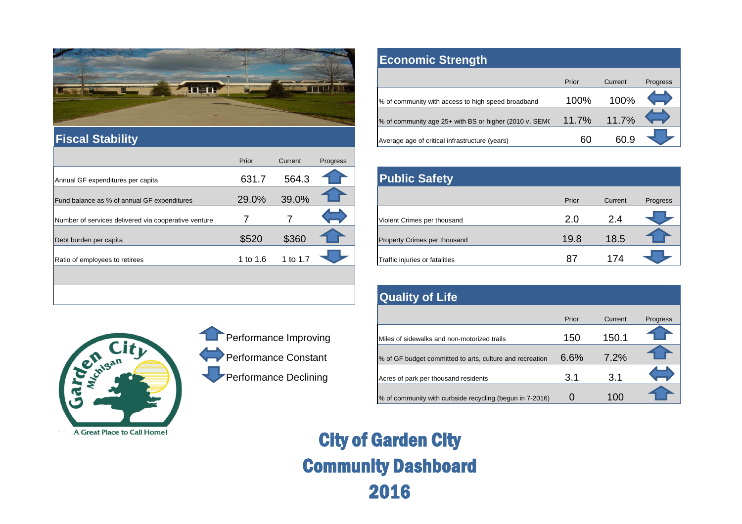# City of Garden City Community Dashboard 2016

## Fiscal Stability

| | Prior | Current | Progress |
|---|---|---|---|
| Annual GF expenditures per capita | 631.7 | 564.3 | Performance Improving |
| Fund balance as % of annual GF expenditures | 29.0% | 39.0% | Performance Improving |
| Number of services delivered via cooperative venture | 7 | 7 | Performance Constant |
| Debt burden per capita | $520 | $360 | Performance Improving |
| Ratio of employees to retirees | 1 to 1.6 | 1 to 1.7 | Performance Declining |

## Economic Strength

| | Prior | Current | Progress |
|---|---|---|---|
| % of community with access to high speed broadband | 100% | 100% | Performance Constant |
| % of community age 25+ with BS or higher (2010 v. SEM( | 11.7% | 11.7% | Performance Constant |
| Average age of critical infrastructure (years) | 60 | 60.9 | Performance Declining |

## Public Safety

| | Prior | Current | Progress |
|---|---|---|---|
| Violent Crimes per thousand | 2.0 | 2.4 | Performance Declining |
| Property Crimes per thousand | 19.8 | 18.5 | Performance Improving |
| Traffic injuries or fatalities | 87 | 174 | Performance Declining |

## Quality of Life

| | Prior | Current | Progress |
|---|---|---|---|
| Miles of sidewalks and non-motorized trails | 150 | 150.1 | Performance Improving |
| % of GF budget committed to arts, culture and recreation | 6.6% | 7.2% | Performance Improving |
| Acres of park per thousand residents | 3.1 | 3.1 | Performance Constant |
| % of community with curbside recycling (begun in 7-2016) | 0 | 100 | Performance Improving |

Legend:
- Performance Improving
- Performance Constant
- Performance Declining

Garden City Michigan — A Great Place to Call Home!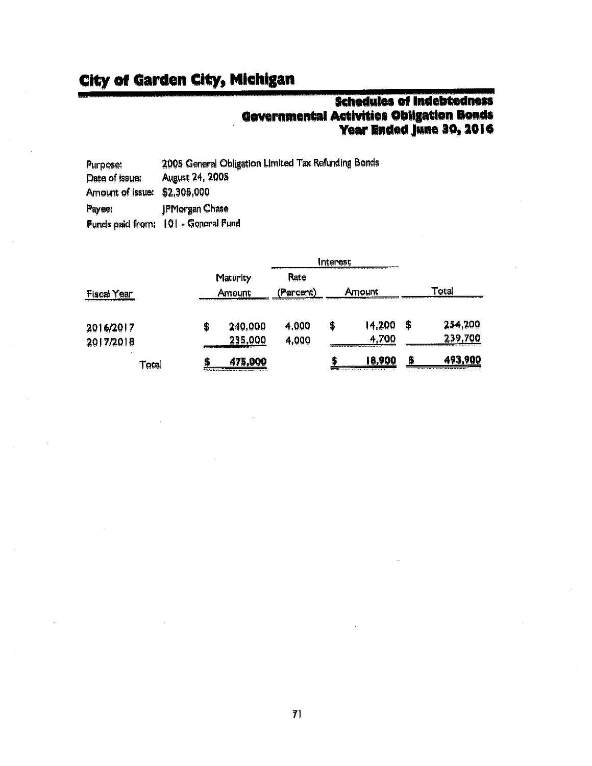# City of Garden City, Michigan

## Schedules of Indebtedness
## Governmental Activities Obligation Bonds
## Year Ended June 30, 2016

Purpose: 2005 General Obligation Limited Tax Refunding Bonds
Date of issue: August 24, 2005
Amount of issue: $2,305,000
Payee: JPMorgan Chase
Funds paid from: 101 - General Fund

| Fiscal Year | Maturity Amount | Interest Rate (Percent) | Interest Amount | Total |
|---|---|---|---|---|
| 2016/2017 | $ 240,000 | 4.000 | $ 14,200 | $ 254,200 |
| 2017/2018 | 235,000 | 4.000 | 4,700 | 239,700 |
| Total | $ 475,000 | | $ 18,900 | $ 493,900 |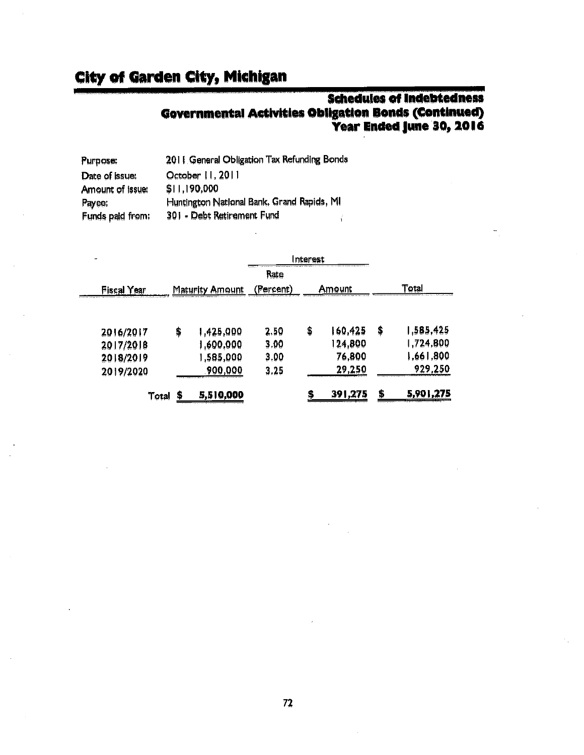# City of Garden City, Michigan

## Schedules of Indebtedness
## Governmental Activities Obligation Bonds (Continued)
## Year Ended June 30, 2016

| | |
|---|---|
| Purpose: | 2011 General Obligation Tax Refunding Bonds |
| Date of issue: | October 11, 2011 |
| Amount of issue: | $11,190,000 |
| Payee: | Huntington National Bank, Grand Rapids, MI |
| Funds paid from: | 301 - Debt Retirement Fund |

| | | Interest | | |
|---|---|---|---|---|
| Fiscal Year | Maturity Amount | Rate (Percent) | Amount | Total |
| 2016/2017 | $ 1,425,000 | 2.50 | $ 160,425 | $ 1,585,425 |
| 2017/2018 | 1,600,000 | 3.00 | 124,800 | 1,724,800 |
| 2018/2019 | 1,585,000 | 3.00 | 76,800 | 1,661,800 |
| 2019/2020 | 900,000 | 3.25 | 29,250 | 929,250 |
| Total | $ 5,510,000 | | $ 391,275 | $ 5,901,275 |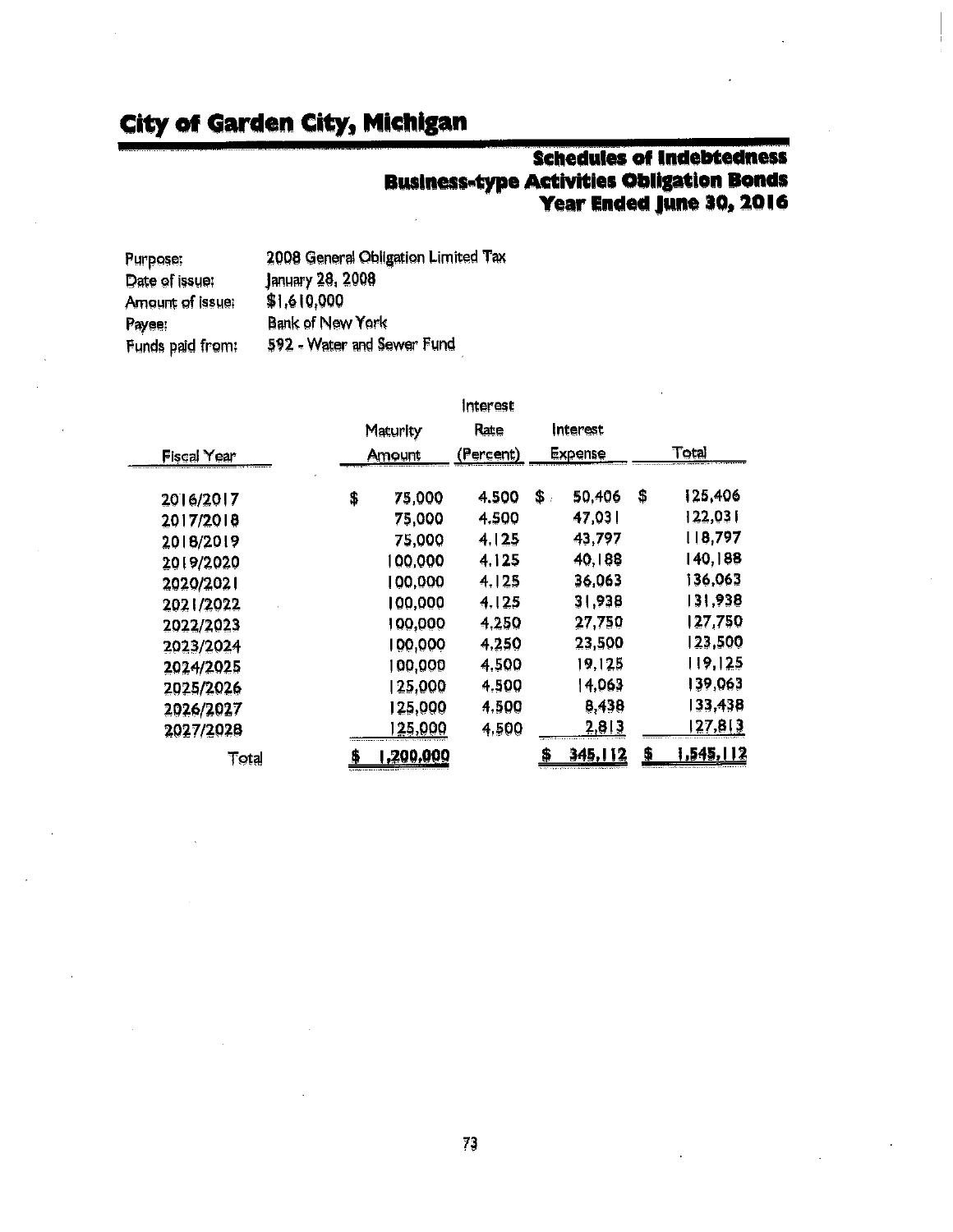# City of Garden City, Michigan

## Schedules of Indebtedness
## Business-type Activities Obligation Bonds
## Year Ended June 30, 2016

| | |
|---|---|
| Purpose: | 2008 General Obligation Limited Tax |
| Date of issue: | January 28, 2008 |
| Amount of issue: | $1,610,000 |
| Payee: | Bank of New York |
| Funds paid from: | 592 - Water and Sewer Fund |

| Fiscal Year | Maturity Amount | Interest Rate (Percent) | Interest Expense | Total |
|---|---|---|---|---|
| 2016/2017 | $ 75,000 | 4.500 | $ 50,406 | $ 125,406 |
| 2017/2018 | 75,000 | 4.500 | 47,031 | 122,031 |
| 2018/2019 | 75,000 | 4.125 | 43,797 | 118,797 |
| 2019/2020 | 100,000 | 4.125 | 40,188 | 140,188 |
| 2020/2021 | 100,000 | 4.125 | 36,063 | 136,063 |
| 2021/2022 | 100,000 | 4.125 | 31,938 | 131,938 |
| 2022/2023 | 100,000 | 4.250 | 27,750 | 127,750 |
| 2023/2024 | 100,000 | 4.250 | 23,500 | 123,500 |
| 2024/2025 | 100,000 | 4.500 | 19,125 | 119,125 |
| 2025/2026 | 125,000 | 4.500 | 14,063 | 139,063 |
| 2026/2027 | 125,000 | 4.500 | 8,438 | 133,438 |
| 2027/2028 | 125,000 | 4.500 | 2,813 | 127,813 |
| Total | $ 1,200,000 | | $ 345,112 | $ 1,545,112 |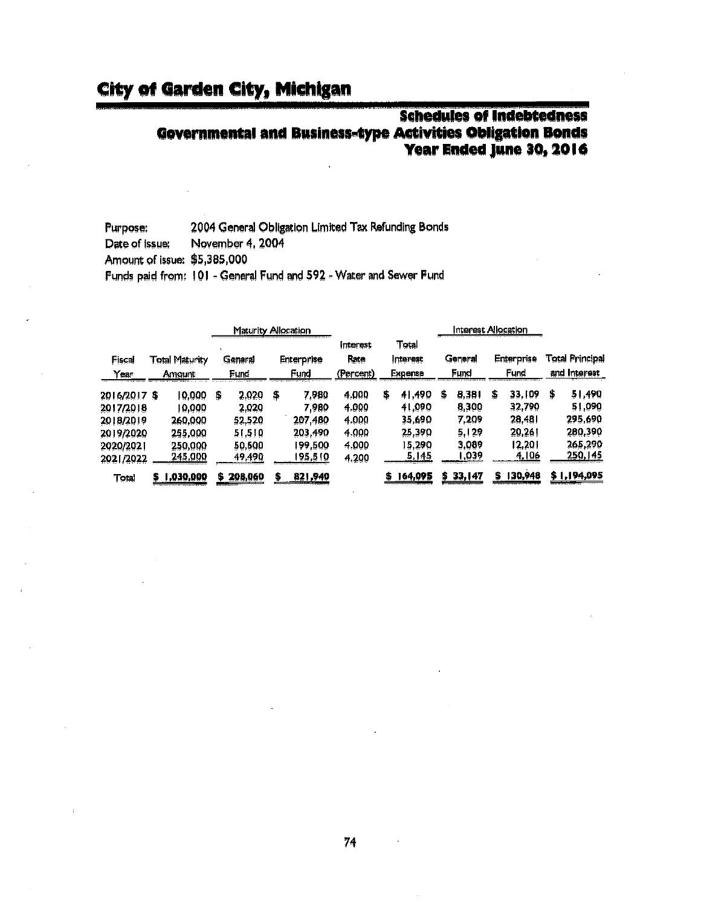# City of Garden City, Michigan

## Schedules of Indebtedness
## Governmental and Business-type Activities Obligation Bonds
## Year Ended June 30, 2016

Purpose: 2004 General Obligation Limited Tax Refunding Bonds
Date of Issue: November 4, 2004
Amount of Issue: $5,385,000
Funds paid from: 101 - General Fund and 592 - Water and Sewer Fund

| | | Maturity Allocation | | | | Interest Allocation | | |
|---|---|---|---|---|---|---|---|---|
| Fiscal Year | Total Maturity Amount | General Fund | Enterprise Fund | Interest Rate (Percent) | Total Interest Expense | General Fund | Enterprise Fund | Total Principal and Interest |
| 2016/2017 | $ 10,000 | $ 2,020 | $ 7,980 | 4.000 | $ 41,490 | $ 8,381 | $ 33,109 | $ 51,490 |
| 2017/2018 | 10,000 | 2,020 | 7,980 | 4.000 | 41,090 | 8,300 | 32,790 | 51,090 |
| 2018/2019 | 260,000 | 52,520 | 207,480 | 4.000 | 35,690 | 7,209 | 28,481 | 295,690 |
| 2019/2020 | 255,000 | 51,510 | 203,490 | 4.000 | 25,390 | 5,129 | 20,261 | 280,390 |
| 2020/2021 | 250,000 | 50,500 | 199,500 | 4.000 | 15,290 | 3,089 | 12,201 | 265,290 |
| 2021/2022 | 245,000 | 49,490 | 195,510 | 4.200 | 5,145 | 1,039 | 4,106 | 250,145 |
| Total | $ 1,030,000 | $ 208,060 | $ 821,940 | | $ 164,095 | $ 33,147 | $ 130,948 | $ 1,194,095 |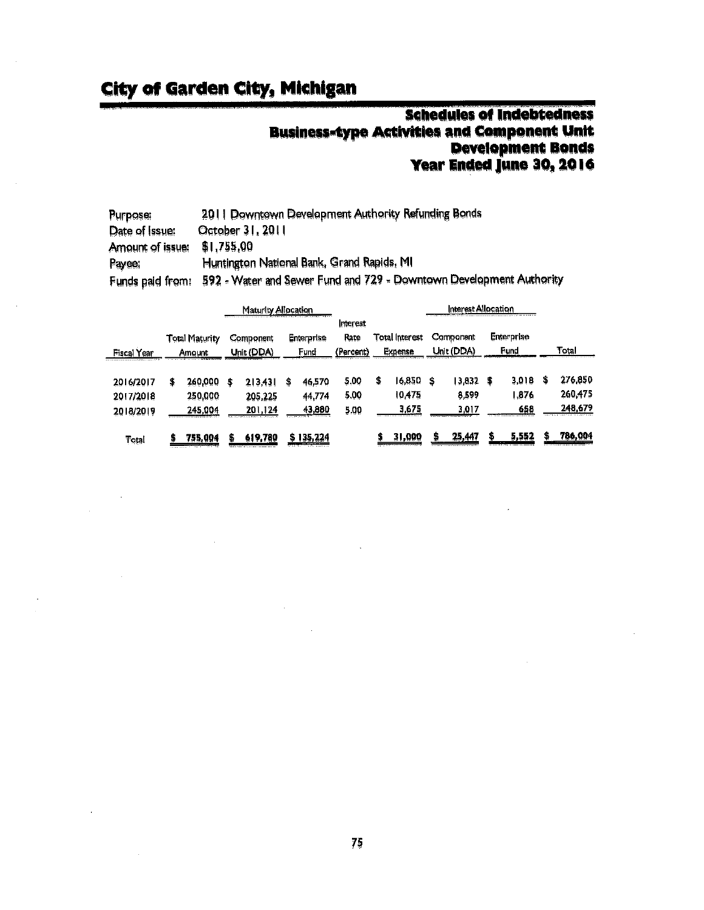# City of Garden City, Michigan

## Schedules of Indebtedness
## Business-type Activities and Component Unit
## Development Bonds
## Year Ended June 30, 2016

Purpose: 2011 Downtown Development Authority Refunding Bonds
Date of Issue: October 31, 2011
Amount of issue: $1,755,00
Payee: Huntington National Bank, Grand Rapids, MI
Funds paid from: 592 - Water and Sewer Fund and 729 - Downtown Development Authority

| | | Maturity Allocation | | | | Interest Allocation | | |
|---|---|---|---|---|---|---|---|---|
| Fiscal Year | Total Maturity Amount | Component Unit (DDA) | Enterprise Fund | Interest Rate (Percent) | Total Interest Expense | Component Unit (DDA) | Enterprise Fund | Total |
| 2016/2017 | $ 260,000 | $ 213,431 | $ 46,570 | 5.00 | $ 16,850 | $ 13,832 | $ 3,018 | $ 276,850 |
| 2017/2018 | 250,000 | 205,225 | 44,774 | 5.00 | 10,475 | 8,599 | 1,876 | 260,475 |
| 2018/2019 | 245,004 | 201,124 | 43,880 | 5.00 | 3,675 | 3,017 | 658 | 248,679 |
| Total | $ 755,004 | $ 619,780 | $ 135,224 | | $ 31,000 | $ 25,447 | $ 5,552 | $ 786,004 |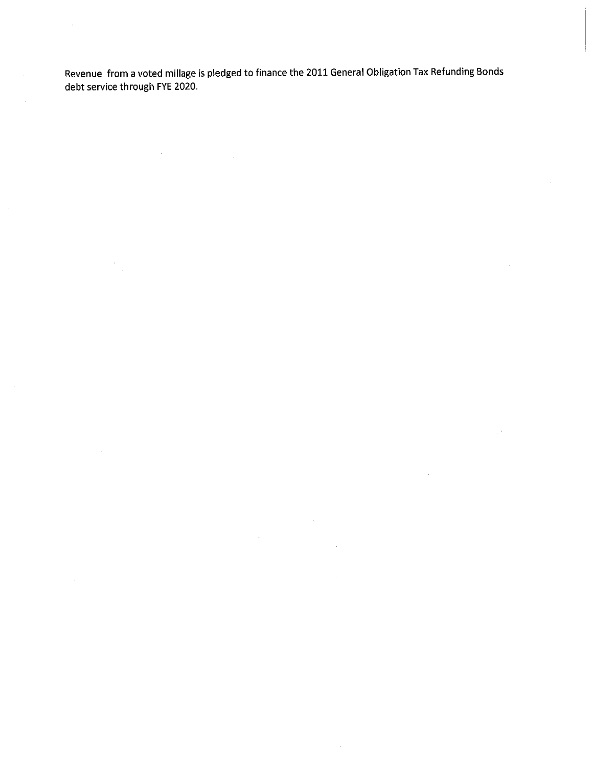Revenue from a voted millage is pledged to finance the 2011 General Obligation Tax Refunding Bonds debt service through FYE 2020.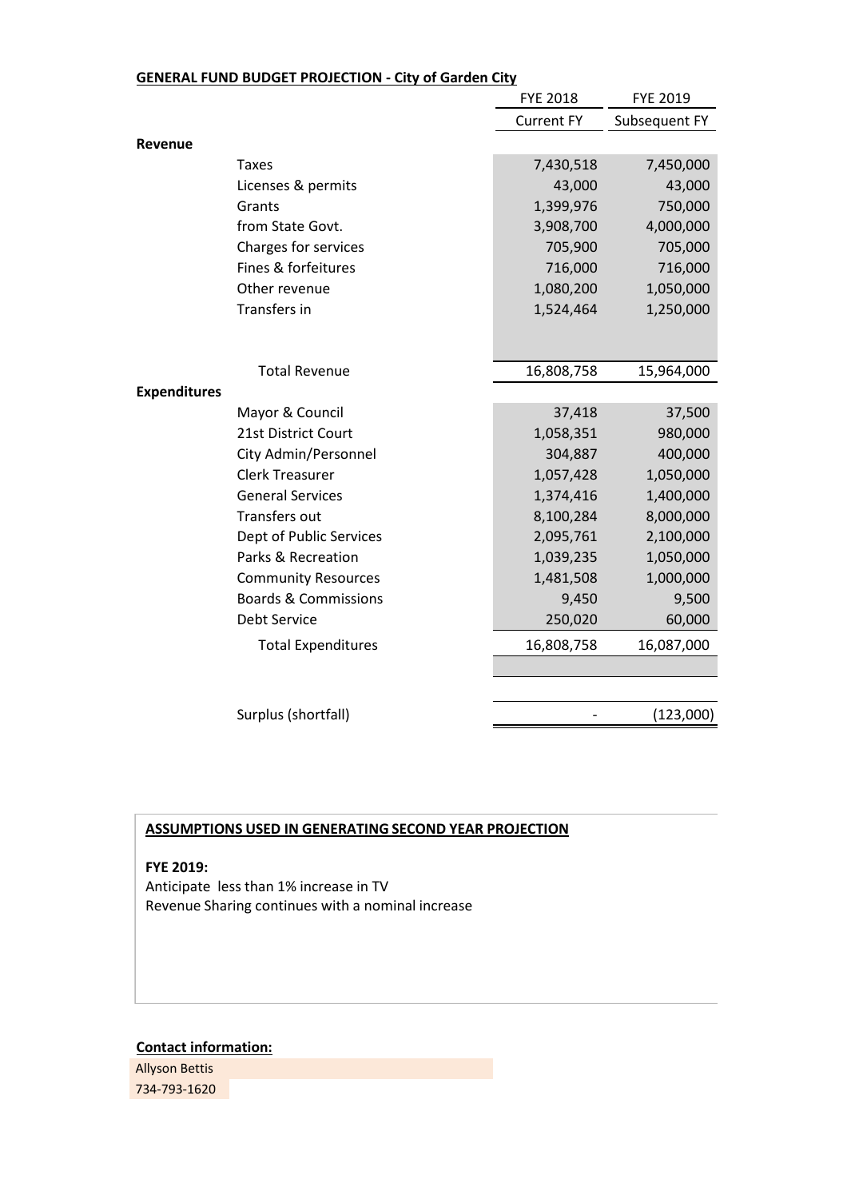**GENERAL FUND BUDGET PROJECTION - City of Garden City**

| | | FYE 2018 | FYE 2019 |
|---|---|---|---|
| | | Current FY | Subsequent FY |
| **Revenue** | | | |
| | Taxes | 7,430,518 | 7,450,000 |
| | Licenses & permits | 43,000 | 43,000 |
| | Grants | 1,399,976 | 750,000 |
| | from State Govt. | 3,908,700 | 4,000,000 |
| | Charges for services | 705,900 | 705,000 |
| | Fines & forfeitures | 716,000 | 716,000 |
| | Other revenue | 1,080,200 | 1,050,000 |
| | Transfers in | 1,524,464 | 1,250,000 |
| | Total Revenue | 16,808,758 | 15,964,000 |
| **Expenditures** | | | |
| | Mayor & Council | 37,418 | 37,500 |
| | 21st District Court | 1,058,351 | 980,000 |
| | City Admin/Personnel | 304,887 | 400,000 |
| | Clerk Treasurer | 1,057,428 | 1,050,000 |
| | General Services | 1,374,416 | 1,400,000 |
| | Transfers out | 8,100,284 | 8,000,000 |
| | Dept of Public Services | 2,095,761 | 2,100,000 |
| | Parks & Recreation | 1,039,235 | 1,050,000 |
| | Community Resources | 1,481,508 | 1,000,000 |
| | Boards & Commissions | 9,450 | 9,500 |
| | Debt Service | 250,020 | 60,000 |
| | Total Expenditures | 16,808,758 | 16,087,000 |
| | Surplus (shortfall) | - | (123,000) |

**ASSUMPTIONS USED IN GENERATING SECOND YEAR PROJECTION**

**FYE 2019:**

Anticipate less than 1% increase in TV
Revenue Sharing continues with a nominal increase

**Contact information:**

Allyson Bettis
734-793-1620